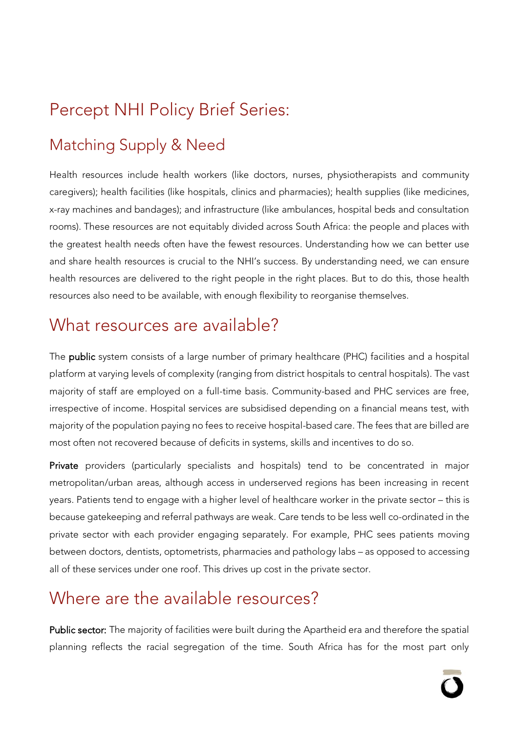# Percept NHI Policy Brief Series:

## Matching Supply & Need

Health resources include health workers (like doctors, nurses, physiotherapists and community caregivers); health facilities (like hospitals, clinics and pharmacies); health supplies (like medicines, x-ray machines and bandages); and infrastructure (like ambulances, hospital beds and consultation rooms). These resources are not equitably divided across South Africa: the people and places with the greatest health needs often have the fewest resources. Understanding how we can better use and share health resources is crucial to the NHI's success. By understanding need, we can ensure health resources are delivered to the right people in the right places. But to do this, those health resources also need to be available, with enough flexibility to reorganise themselves.

## What resources are available?

The **public** system consists of a large number of primary healthcare (PHC) facilities and a hospital platform at varying levels of complexity (ranging from district hospitals to central hospitals). The vast majority of staff are employed on a full-time basis. Community-based and PHC services are free, irrespective of income. Hospital services are subsidised depending on a financial means test, with majority of the population paying no fees to receive hospital-based care. The fees that are billed are most often not recovered because of deficits in systems, skills and incentives to do so.

**Private** providers (particularly specialists and hospitals) tend to be concentrated in major metropolitan/urban areas, although access in underserved regions has been increasing in recent years. Patients tend to engage with a higher level of healthcare worker in the private sector – this is because gatekeeping and referral pathways are weak. Care tends to be less well co-ordinated in the private sector with each provider engaging separately. For example, PHC sees patients moving between doctors, dentists, optometrists, pharmacies and pathology labs – as opposed to accessing all of these services under one roof. This drives up cost in the private sector.

## Where are the available resources?

**Public sector:** The majority of facilities were built during the Apartheid era and therefore the spatial planning reflects the racial segregation of the time. South Africa has for the most part only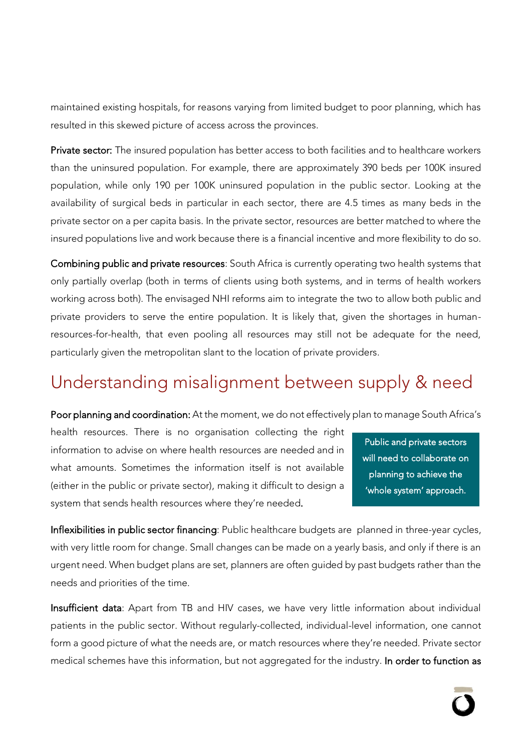maintained existing hospitals, for reasons varying from limited budget to poor planning, which has resulted in this skewed picture of access across the provinces.

**Private sector:** The insured population has better access to both facilities and to healthcare workers than the uninsured population. For example, there are approximately 390 beds per 100K insured population, while only 190 per 100K uninsured population in the public sector. Looking at the availability of surgical beds in particular in each sector, there are 4.5 times as many beds in the private sector on a per capita basis. In the private sector, resources are better matched to where the insured populations live and work because there is a financial incentive and more flexibility to do so.

**Combining public and private resources**: South Africa is currently operating two health systems that only partially overlap (both in terms of clients using both systems, and in terms of health workers working across both). The envisaged NHI reforms aim to integrate the two to allow both public and private providers to serve the entire population. It is likely that, given the shortages in human-resources-for-health, that even pooling all resources may still not be adequate for the need, particularly given the metropolitan slant to the location of private providers.

## Understanding misalignment between supply & need

**Poor planning and coordination:** At the moment, we do not effectively plan to manage South Africa's health resources. There is no organisation collecting the right information to advise on where health resources are needed and in what amounts. Sometimes the information itself is not available (either in the public or private sector), making it difficult to design a system that sends health resources where they're needed.

> Public and private sectors will need to collaborate on planning to achieve the 'whole system' approach.

**Inflexibilities in public sector financing**: Public healthcare budgets are planned in three-year cycles, with very little room for change. Small changes can be made on a yearly basis, and only if there is an urgent need. When budget plans are set, planners are often guided by past budgets rather than the needs and priorities of the time.

**Insufficient data**: Apart from TB and HIV cases, we have very little information about individual patients in the public sector. Without regularly-collected, individual-level information, one cannot form a good picture of what the needs are, or match resources where they're needed. Private sector medical schemes have this information, but not aggregated for the industry. **In order to function as**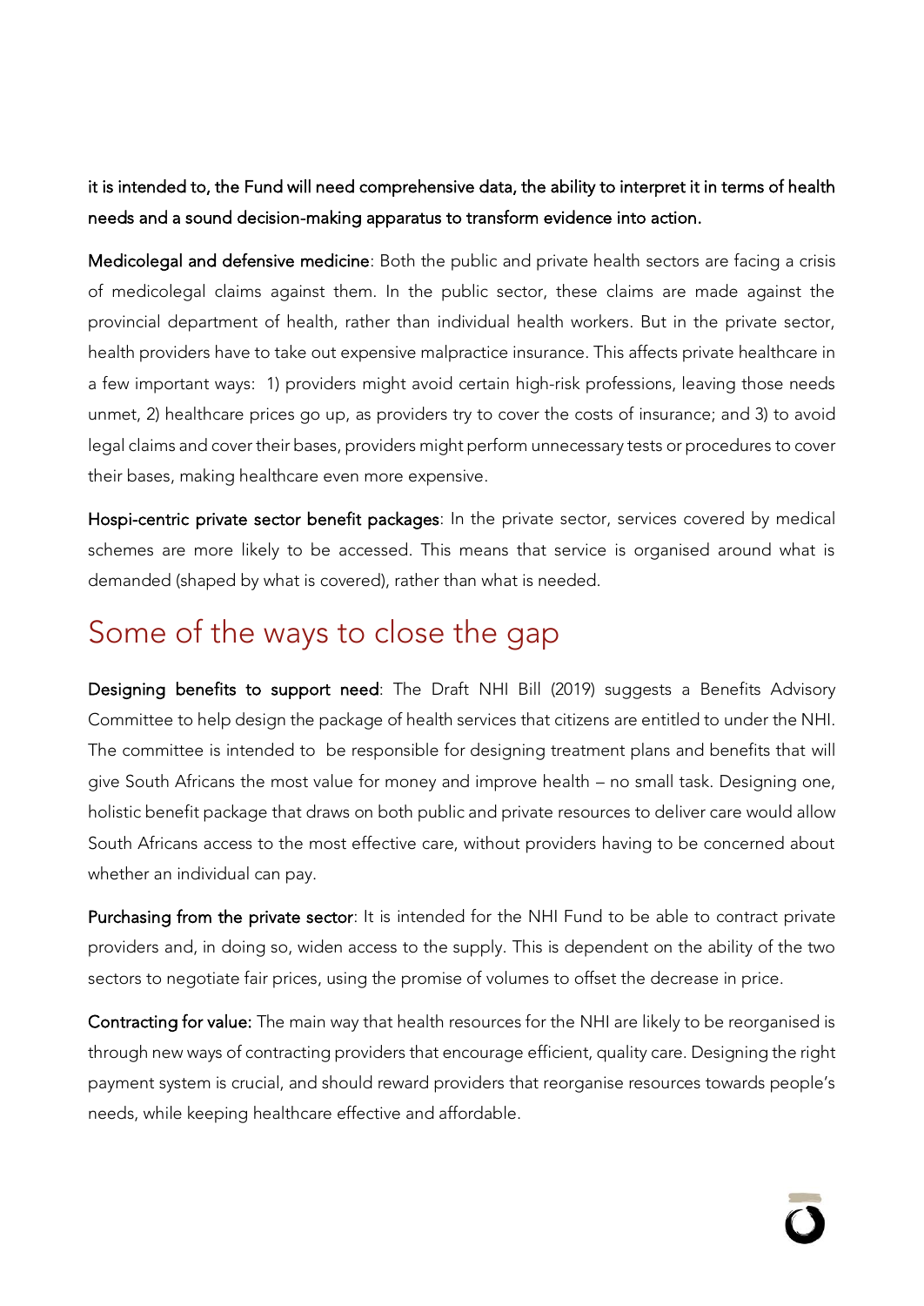**it is intended to, the Fund will need comprehensive data, the ability to interpret it in terms of health needs and a sound decision-making apparatus to transform evidence into action.**

**Medicolegal and defensive medicine**: Both the public and private health sectors are facing a crisis of medicolegal claims against them. In the public sector, these claims are made against the provincial department of health, rather than individual health workers. But in the private sector, health providers have to take out expensive malpractice insurance. This affects private healthcare in a few important ways: 1) providers might avoid certain high-risk professions, leaving those needs unmet, 2) healthcare prices go up, as providers try to cover the costs of insurance; and 3) to avoid legal claims and cover their bases, providers might perform unnecessary tests or procedures to cover their bases, making healthcare even more expensive.

**Hospi-centric private sector benefit packages**: In the private sector, services covered by medical schemes are more likely to be accessed. This means that service is organised around what is demanded (shaped by what is covered), rather than what is needed.

## Some of the ways to close the gap

**Designing benefits to support need**: The Draft NHI Bill (2019) suggests a Benefits Advisory Committee to help design the package of health services that citizens are entitled to under the NHI. The committee is intended to be responsible for designing treatment plans and benefits that will give South Africans the most value for money and improve health – no small task. Designing one, holistic benefit package that draws on both public and private resources to deliver care would allow South Africans access to the most effective care, without providers having to be concerned about whether an individual can pay.

**Purchasing from the private sector**: It is intended for the NHI Fund to be able to contract private providers and, in doing so, widen access to the supply. This is dependent on the ability of the two sectors to negotiate fair prices, using the promise of volumes to offset the decrease in price.

**Contracting for value:** The main way that health resources for the NHI are likely to be reorganised is through new ways of contracting providers that encourage efficient, quality care. Designing the right payment system is crucial, and should reward providers that reorganise resources towards people's needs, while keeping healthcare effective and affordable.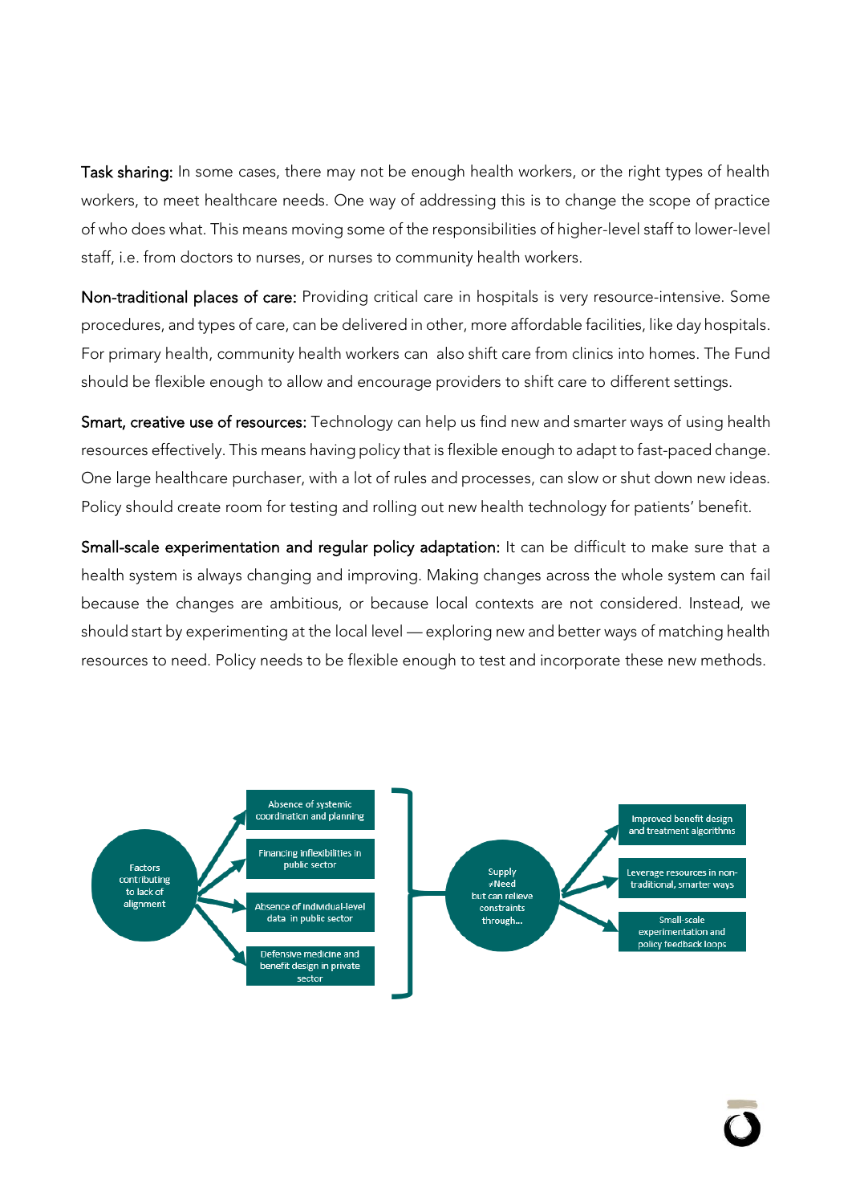**Task sharing:** In some cases, there may not be enough health workers, or the right types of health workers, to meet healthcare needs. One way of addressing this is to change the scope of practice of who does what. This means moving some of the responsibilities of higher-level staff to lower-level staff, i.e. from doctors to nurses, or nurses to community health workers.

**Non-traditional places of care:** Providing critical care in hospitals is very resource-intensive. Some procedures, and types of care, can be delivered in other, more affordable facilities, like day hospitals. For primary health, community health workers can also shift care from clinics into homes. The Fund should be flexible enough to allow and encourage providers to shift care to different settings.

**Smart, creative use of resources:** Technology can help us find new and smarter ways of using health resources effectively. This means having policy that is flexible enough to adapt to fast-paced change. One large healthcare purchaser, with a lot of rules and processes, can slow or shut down new ideas. Policy should create room for testing and rolling out new health technology for patients' benefit.

**Small-scale experimentation and regular policy adaptation:** It can be difficult to make sure that a health system is always changing and improving. Making changes across the whole system can fail because the changes are ambitious, or because local contexts are not considered. Instead, we should start by experimenting at the local level — exploring new and better ways of matching health resources to need. Policy needs to be flexible enough to test and incorporate these new methods.

Factors contributing to lack of alignment

Absence of systemic coordination and planning

Financing inflexibilities in public sector

Absence of individual-level data in public sector

Defensive medicine and benefit design in private sector

Supply ≠Need but can relieve constraints through...

Improved benefit design and treatment algorithms

Leverage resources in non-traditional, smarter ways

Small-scale experimentation and policy feedback loops